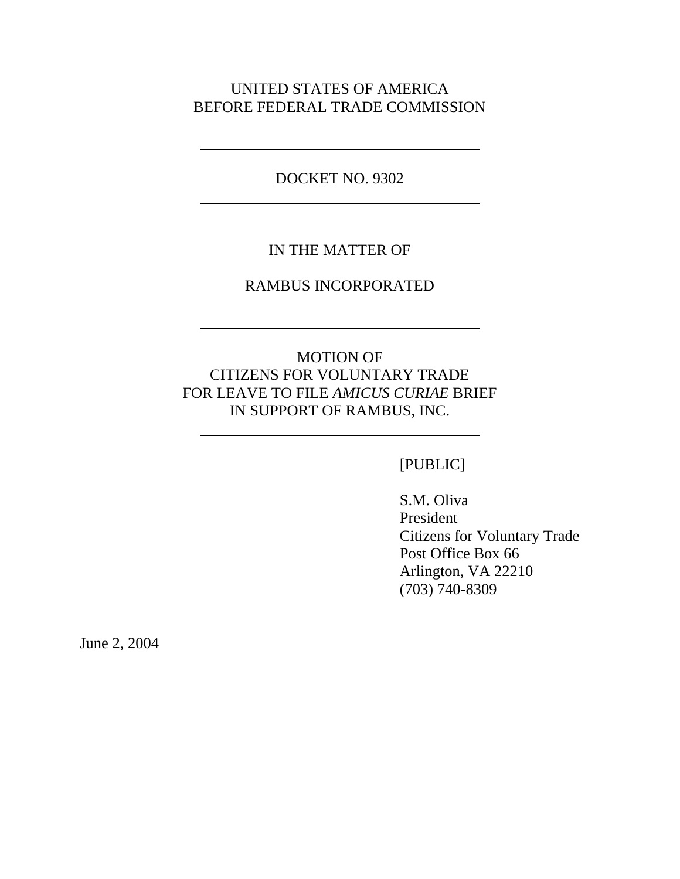UNITED STATES OF AMERICA
BEFORE FEDERAL TRADE COMMISSION

---

DOCKET NO. 9302

---

IN THE MATTER OF

RAMBUS INCORPORATED

---

MOTION OF
CITIZENS FOR VOLUNTARY TRADE
FOR LEAVE TO FILE *AMICUS CURIAE* BRIEF
IN SUPPORT OF RAMBUS, INC.

---

[PUBLIC]

S.M. Oliva
President
Citizens for Voluntary Trade
Post Office Box 66
Arlington, VA 22210
(703) 740-8309

June 2, 2004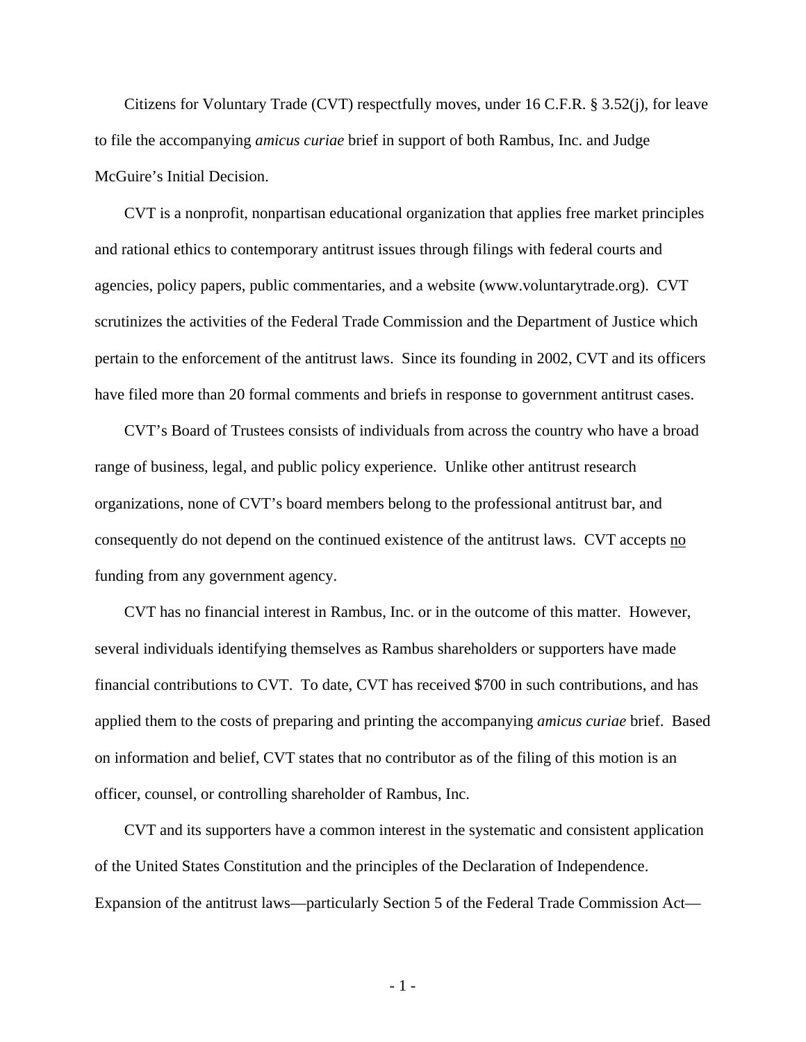Citizens for Voluntary Trade (CVT) respectfully moves, under 16 C.F.R. § 3.52(j), for leave to file the accompanying *amicus curiae* brief in support of both Rambus, Inc. and Judge McGuire's Initial Decision.

CVT is a nonprofit, nonpartisan educational organization that applies free market principles and rational ethics to contemporary antitrust issues through filings with federal courts and agencies, policy papers, public commentaries, and a website (www.voluntarytrade.org). CVT scrutinizes the activities of the Federal Trade Commission and the Department of Justice which pertain to the enforcement of the antitrust laws. Since its founding in 2002, CVT and its officers have filed more than 20 formal comments and briefs in response to government antitrust cases.

CVT's Board of Trustees consists of individuals from across the country who have a broad range of business, legal, and public policy experience. Unlike other antitrust research organizations, none of CVT's board members belong to the professional antitrust bar, and consequently do not depend on the continued existence of the antitrust laws. CVT accepts <u>no</u> funding from any government agency.

CVT has no financial interest in Rambus, Inc. or in the outcome of this matter. However, several individuals identifying themselves as Rambus shareholders or supporters have made financial contributions to CVT. To date, CVT has received $700 in such contributions, and has applied them to the costs of preparing and printing the accompanying *amicus curiae* brief. Based on information and belief, CVT states that no contributor as of the filing of this motion is an officer, counsel, or controlling shareholder of Rambus, Inc.

CVT and its supporters have a common interest in the systematic and consistent application of the United States Constitution and the principles of the Declaration of Independence. Expansion of the antitrust laws—particularly Section 5 of the Federal Trade Commission Act—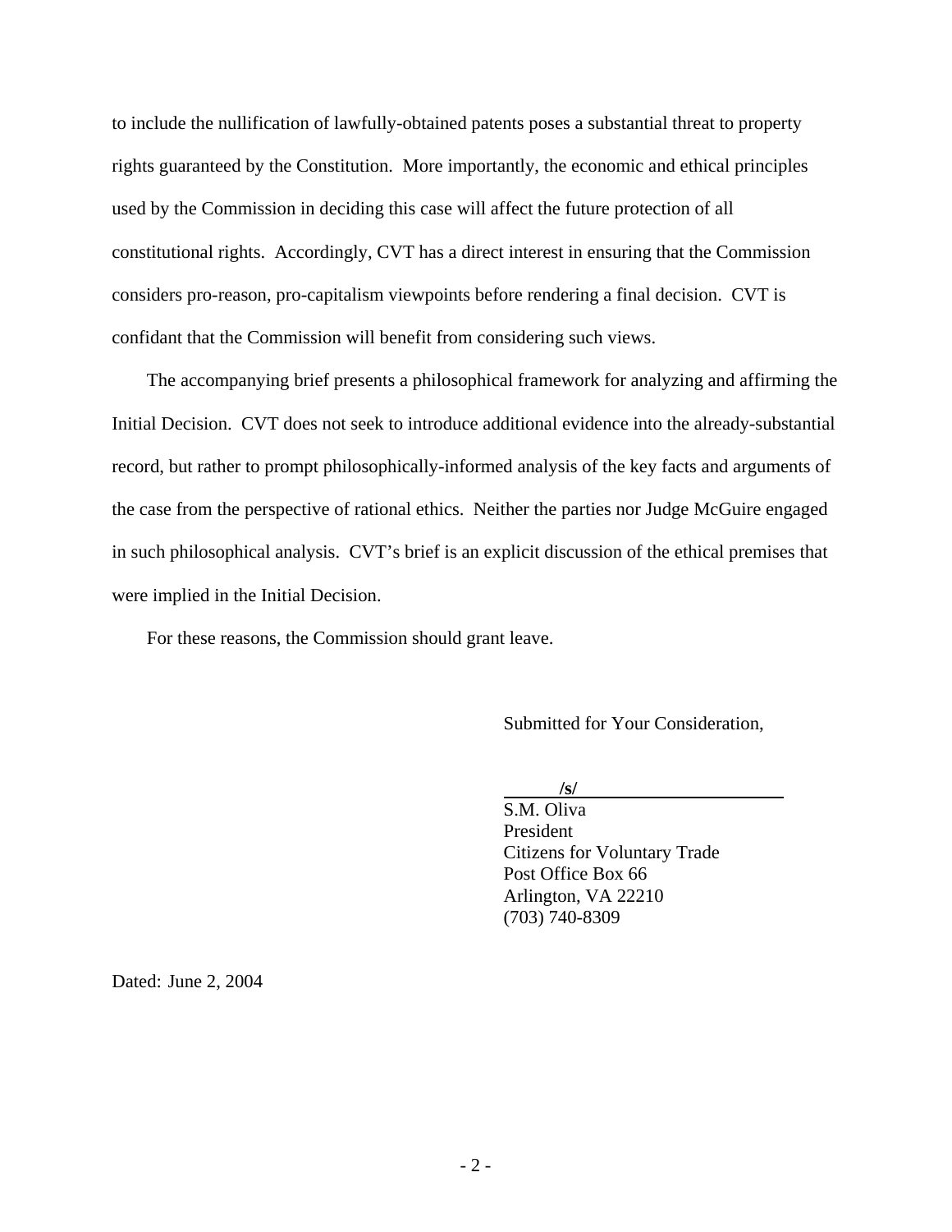to include the nullification of lawfully-obtained patents poses a substantial threat to property rights guaranteed by the Constitution. More importantly, the economic and ethical principles used by the Commission in deciding this case will affect the future protection of all constitutional rights. Accordingly, CVT has a direct interest in ensuring that the Commission considers pro-reason, pro-capitalism viewpoints before rendering a final decision. CVT is confidant that the Commission will benefit from considering such views.

The accompanying brief presents a philosophical framework for analyzing and affirming the Initial Decision. CVT does not seek to introduce additional evidence into the already-substantial record, but rather to prompt philosophically-informed analysis of the key facts and arguments of the case from the perspective of rational ethics. Neither the parties nor Judge McGuire engaged in such philosophical analysis. CVT's brief is an explicit discussion of the ethical premises that were implied in the Initial Decision.

For these reasons, the Commission should grant leave.

Submitted for Your Consideration,

**/s/**

S.M. Oliva
President
Citizens for Voluntary Trade
Post Office Box 66
Arlington, VA 22210
(703) 740-8309

Dated: June 2, 2004